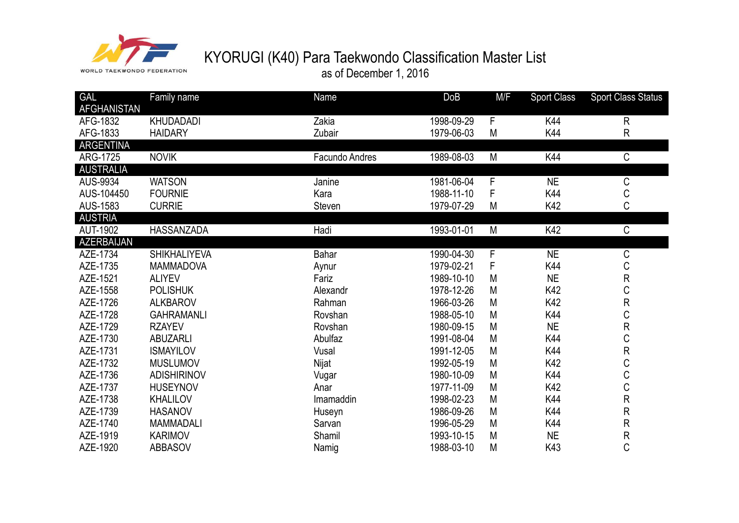WORLD TAEKWONDO FEDERATION

# KYORUGI (K40) Para Taekwondo Classification Master List

as of December 1, 2016

| GAL | Family name | Name | DoB | M/F | Sport Class | Sport Class Status |
|---|---|---|---|---|---|---|
| **AFGHANISTAN** | | | | | | |
| AFG-1832 | KHUDADADI | Zakia | 1998-09-29 | F | K44 | R |
| AFG-1833 | HAIDARY | Zubair | 1979-06-03 | M | K44 | R |
| **ARGENTINA** | | | | | | |
| ARG-1725 | NOVIK | Facundo Andres | 1989-08-03 | M | K44 | C |
| **AUSTRALIA** | | | | | | |
| AUS-9934 | WATSON | Janine | 1981-06-04 | F | NE | C |
| AUS-104450 | FOURNIE | Kara | 1988-11-10 | F | K44 | C |
| AUS-1583 | CURRIE | Steven | 1979-07-29 | M | K42 | C |
| **AUSTRIA** | | | | | | |
| AUT-1902 | HASSANZADA | Hadi | 1993-01-01 | M | K42 | C |
| **AZERBAIJAN** | | | | | | |
| AZE-1734 | SHIKHALIYEVA | Bahar | 1990-04-30 | F | NE | C |
| AZE-1735 | MAMMADOVA | Aynur | 1979-02-21 | F | K44 | C |
| AZE-1521 | ALIYEV | Fariz | 1989-10-10 | M | NE | R |
| AZE-1558 | POLISHUK | Alexandr | 1978-12-26 | M | K42 | C |
| AZE-1726 | ALKBAROV | Rahman | 1966-03-26 | M | K42 | R |
| AZE-1728 | GAHRAMANLI | Rovshan | 1988-05-10 | M | K44 | C |
| AZE-1729 | RZAYEV | Rovshan | 1980-09-15 | M | NE | R |
| AZE-1730 | ABUZARLI | Abulfaz | 1991-08-04 | M | K44 | C |
| AZE-1731 | ISMAYILOV | Vusal | 1991-12-05 | M | K44 | R |
| AZE-1732 | MUSLUMOV | Nijat | 1992-05-19 | M | K42 | C |
| AZE-1736 | ADISHIRINOV | Vugar | 1980-10-09 | M | K44 | C |
| AZE-1737 | HUSEYNOV | Anar | 1977-11-09 | M | K42 | C |
| AZE-1738 | KHALILOV | Imamaddin | 1998-02-23 | M | K44 | R |
| AZE-1739 | HASANOV | Huseyn | 1986-09-26 | M | K44 | R |
| AZE-1740 | MAMMADALI | Sarvan | 1996-05-29 | M | K44 | R |
| AZE-1919 | KARIMOV | Shamil | 1993-10-15 | M | NE | R |
| AZE-1920 | ABBASOV | Namig | 1988-03-10 | M | K43 | C |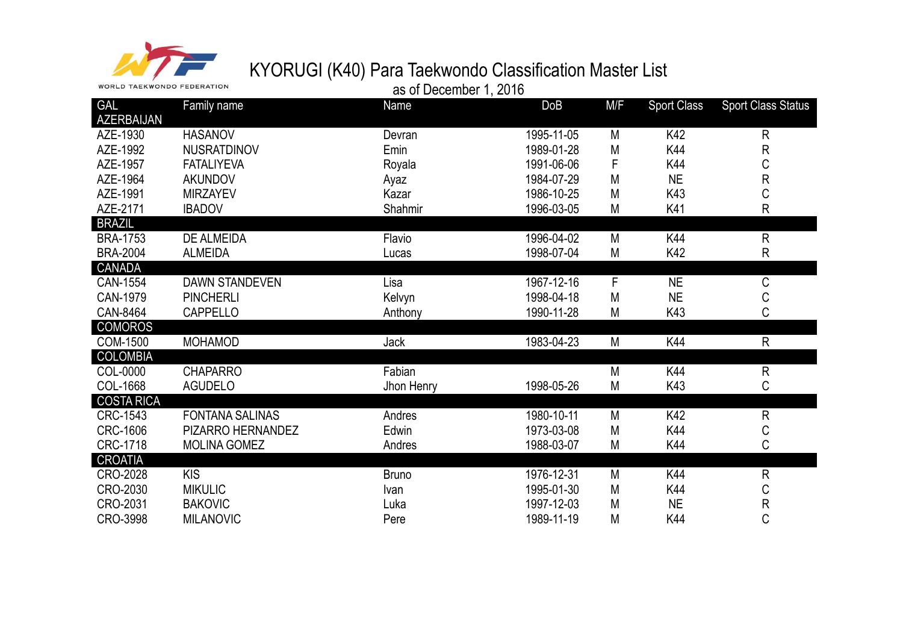WORLD TAEKWONDO FEDERATION

# KYORUGI (K40) Para Taekwondo Classification Master List

as of December 1, 2016

| GAL | Family name | Name | DoB | M/F | Sport Class | Sport Class Status |
|---|---|---|---|---|---|---|
| AZERBAIJAN | | | | | | |
| AZE-1930 | HASANOV | Devran | 1995-11-05 | M | K42 | R |
| AZE-1992 | NUSRATDINOV | Emin | 1989-01-28 | M | K44 | R |
| AZE-1957 | FATALIYEVA | Royala | 1991-06-06 | F | K44 | C |
| AZE-1964 | AKUNDOV | Ayaz | 1984-07-29 | M | NE | R |
| AZE-1991 | MIRZAYEV | Kazar | 1986-10-25 | M | K43 | C |
| AZE-2171 | IBADOV | Shahmir | 1996-03-05 | M | K41 | R |
| BRAZIL | | | | | | |
| BRA-1753 | DE ALMEIDA | Flavio | 1996-04-02 | M | K44 | R |
| BRA-2004 | ALMEIDA | Lucas | 1998-07-04 | M | K42 | R |
| CANADA | | | | | | |
| CAN-1554 | DAWN STANDEVEN | Lisa | 1967-12-16 | F | NE | C |
| CAN-1979 | PINCHERLI | Kelvyn | 1998-04-18 | M | NE | C |
| CAN-8464 | CAPPELLO | Anthony | 1990-11-28 | M | K43 | C |
| COMOROS | | | | | | |
| COM-1500 | MOHAMOD | Jack | 1983-04-23 | M | K44 | R |
| COLOMBIA | | | | | | |
| COL-0000 | CHAPARRO | Fabian | | M | K44 | R |
| COL-1668 | AGUDELO | Jhon Henry | 1998-05-26 | M | K43 | C |
| COSTA RICA | | | | | | |
| CRC-1543 | FONTANA SALINAS | Andres | 1980-10-11 | M | K42 | R |
| CRC-1606 | PIZARRO HERNANDEZ | Edwin | 1973-03-08 | M | K44 | C |
| CRC-1718 | MOLINA GOMEZ | Andres | 1988-03-07 | M | K44 | C |
| CROATIA | | | | | | |
| CRO-2028 | KIS | Bruno | 1976-12-31 | M | K44 | R |
| CRO-2030 | MIKULIC | Ivan | 1995-01-30 | M | K44 | C |
| CRO-2031 | BAKOVIC | Luka | 1997-12-03 | M | NE | R |
| CRO-3998 | MILANOVIC | Pere | 1989-11-19 | M | K44 | C |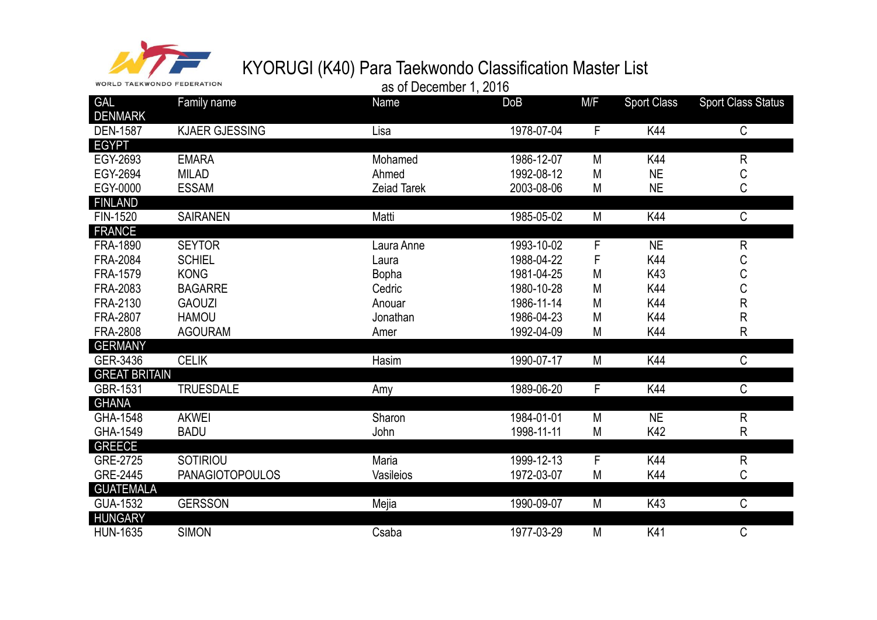WORLD TAEKWONDO FEDERATION

# KYORUGI (K40) Para Taekwondo Classification Master List

as of December 1, 2016

| GAL | Family name | Name | DoB | M/F | Sport Class | Sport Class Status |
|---|---|---|---|---|---|---|
| DENMARK | | | | | | |
| DEN-1587 | KJAER GJESSING | Lisa | 1978-07-04 | F | K44 | C |
| EGYPT | | | | | | |
| EGY-2693 | EMARA | Mohamed | 1986-12-07 | M | K44 | R |
| EGY-2694 | MILAD | Ahmed | 1992-08-12 | M | NE | C |
| EGY-0000 | ESSAM | Zeiad Tarek | 2003-08-06 | M | NE | C |
| FINLAND | | | | | | |
| FIN-1520 | SAIRANEN | Matti | 1985-05-02 | M | K44 | C |
| FRANCE | | | | | | |
| FRA-1890 | SEYTOR | Laura Anne | 1993-10-02 | F | NE | R |
| FRA-2084 | SCHIEL | Laura | 1988-04-22 | F | K44 | C |
| FRA-1579 | KONG | Bopha | 1981-04-25 | M | K43 | C |
| FRA-2083 | BAGARRE | Cedric | 1980-10-28 | M | K44 | C |
| FRA-2130 | GAOUZI | Anouar | 1986-11-14 | M | K44 | R |
| FRA-2807 | HAMOU | Jonathan | 1986-04-23 | M | K44 | R |
| FRA-2808 | AGOURAM | Amer | 1992-04-09 | M | K44 | R |
| GERMANY | | | | | | |
| GER-3436 | CELIK | Hasim | 1990-07-17 | M | K44 | C |
| GREAT BRITAIN | | | | | | |
| GBR-1531 | TRUESDALE | Amy | 1989-06-20 | F | K44 | C |
| GHANA | | | | | | |
| GHA-1548 | AKWEI | Sharon | 1984-01-01 | M | NE | R |
| GHA-1549 | BADU | John | 1998-11-11 | M | K42 | R |
| GREECE | | | | | | |
| GRE-2725 | SOTIRIOU | Maria | 1999-12-13 | F | K44 | R |
| GRE-2445 | PANAGIOTOPOULOS | Vasileios | 1972-03-07 | M | K44 | C |
| GUATEMALA | | | | | | |
| GUA-1532 | GERSSON | Mejia | 1990-09-07 | M | K43 | C |
| HUNGARY | | | | | | |
| HUN-1635 | SIMON | Csaba | 1977-03-29 | M | K41 | C |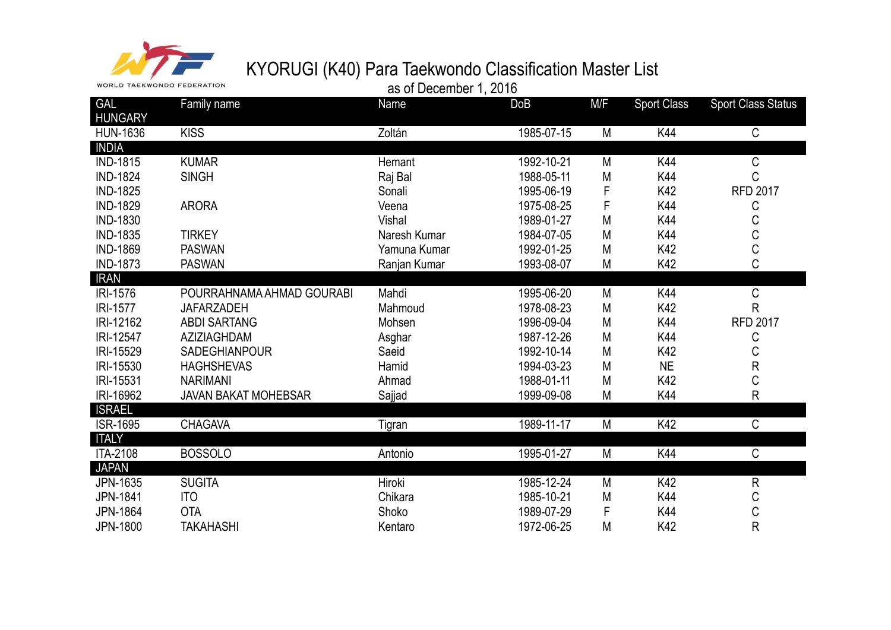WORLD TAEKWONDO FEDERATION

# KYORUGI (K40) Para Taekwondo Classification Master List

as of December 1, 2016

| GAL | Family name | Name | DoB | M/F | Sport Class | Sport Class Status |
|---|---|---|---|---|---|---|
| HUNGARY | | | | | | |
| HUN-1636 | KISS | Zoltán | 1985-07-15 | M | K44 | C |
| INDIA | | | | | | |
| IND-1815 | KUMAR | Hemant | 1992-10-21 | M | K44 | C |
| IND-1824 | SINGH | Raj Bal | 1988-05-11 | M | K44 | C |
| IND-1825 | | Sonali | 1995-06-19 | F | K42 | RFD 2017 |
| IND-1829 | ARORA | Veena | 1975-08-25 | F | K44 | C |
| IND-1830 | | Vishal | 1989-01-27 | M | K44 | C |
| IND-1835 | TIRKEY | Naresh Kumar | 1984-07-05 | M | K44 | C |
| IND-1869 | PASWAN | Yamuna Kumar | 1992-01-25 | M | K42 | C |
| IND-1873 | PASWAN | Ranjan Kumar | 1993-08-07 | M | K42 | C |
| IRAN | | | | | | |
| IRI-1576 | POURRAHNAMA AHMAD GOURABI | Mahdi | 1995-06-20 | M | K44 | C |
| IRI-1577 | JAFARZADEH | Mahmoud | 1978-08-23 | M | K42 | R |
| IRI-12162 | ABDI SARTANG | Mohsen | 1996-09-04 | M | K44 | RFD 2017 |
| IRI-12547 | AZIZIAGHDAM | Asghar | 1987-12-26 | M | K44 | C |
| IRI-15529 | SADEGHIANPOUR | Saeid | 1992-10-14 | M | K42 | C |
| IRI-15530 | HAGHSHEVAS | Hamid | 1994-03-23 | M | NE | R |
| IRI-15531 | NARIMANI | Ahmad | 1988-01-11 | M | K42 | C |
| IRI-16962 | JAVAN BAKAT MOHEBSAR | Sajjad | 1999-09-08 | M | K44 | R |
| ISRAEL | | | | | | |
| ISR-1695 | CHAGAVA | Tigran | 1989-11-17 | M | K42 | C |
| ITALY | | | | | | |
| ITA-2108 | BOSSOLO | Antonio | 1995-01-27 | M | K44 | C |
| JAPAN | | | | | | |
| JPN-1635 | SUGITA | Hiroki | 1985-12-24 | M | K42 | R |
| JPN-1841 | ITO | Chikara | 1985-10-21 | M | K44 | C |
| JPN-1864 | OTA | Shoko | 1989-07-29 | F | K44 | C |
| JPN-1800 | TAKAHASHI | Kentaro | 1972-06-25 | M | K42 | R |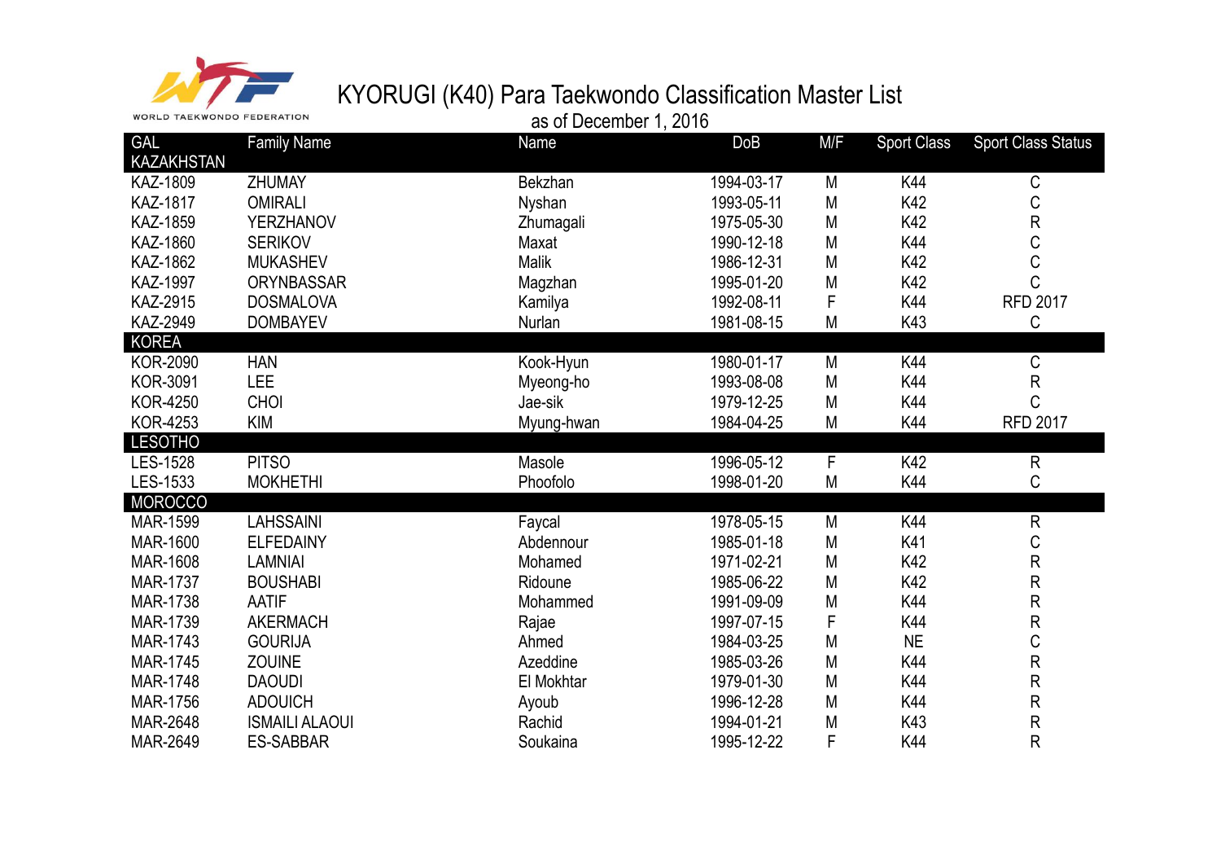WORLD TAEKWONDO FEDERATION

# KYORUGI (K40) Para Taekwondo Classification Master List

as of December 1, 2016

| GAL | Family Name | Name | DoB | M/F | Sport Class | Sport Class Status |
|---|---|---|---|---|---|---|
| KAZAKHSTAN | | | | | | |
| KAZ-1809 | ZHUMAY | Bekzhan | 1994-03-17 | M | K44 | C |
| KAZ-1817 | OMIRALI | Nyshan | 1993-05-11 | M | K42 | C |
| KAZ-1859 | YERZHANOV | Zhumagali | 1975-05-30 | M | K42 | R |
| KAZ-1860 | SERIKOV | Maxat | 1990-12-18 | M | K44 | C |
| KAZ-1862 | MUKASHEV | Malik | 1986-12-31 | M | K42 | C |
| KAZ-1997 | ORYNBASSAR | Magzhan | 1995-01-20 | M | K42 | C |
| KAZ-2915 | DOSMALOVA | Kamilya | 1992-08-11 | F | K44 | RFD 2017 |
| KAZ-2949 | DOMBAYEV | Nurlan | 1981-08-15 | M | K43 | C |
| KOREA | | | | | | |
| KOR-2090 | HAN | Kook-Hyun | 1980-01-17 | M | K44 | C |
| KOR-3091 | LEE | Myeong-ho | 1993-08-08 | M | K44 | R |
| KOR-4250 | CHOI | Jae-sik | 1979-12-25 | M | K44 | C |
| KOR-4253 | KIM | Myung-hwan | 1984-04-25 | M | K44 | RFD 2017 |
| LESOTHO | | | | | | |
| LES-1528 | PITSO | Masole | 1996-05-12 | F | K42 | R |
| LES-1533 | MOKHETHI | Phoofolo | 1998-01-20 | M | K44 | C |
| MOROCCO | | | | | | |
| MAR-1599 | LAHSSAINI | Faycal | 1978-05-15 | M | K44 | R |
| MAR-1600 | ELFEDAINY | Abdennour | 1985-01-18 | M | K41 | C |
| MAR-1608 | LAMNIAI | Mohamed | 1971-02-21 | M | K42 | R |
| MAR-1737 | BOUSHABI | Ridoune | 1985-06-22 | M | K42 | R |
| MAR-1738 | AATIF | Mohammed | 1991-09-09 | M | K44 | R |
| MAR-1739 | AKERMACH | Rajae | 1997-07-15 | F | K44 | R |
| MAR-1743 | GOURIJA | Ahmed | 1984-03-25 | M | NE | C |
| MAR-1745 | ZOUINE | Azeddine | 1985-03-26 | M | K44 | R |
| MAR-1748 | DAOUDI | El Mokhtar | 1979-01-30 | M | K44 | R |
| MAR-1756 | ADOUICH | Ayoub | 1996-12-28 | M | K44 | R |
| MAR-2648 | ISMAILI ALAOUI | Rachid | 1994-01-21 | M | K43 | R |
| MAR-2649 | ES-SABBAR | Soukaina | 1995-12-22 | F | K44 | R |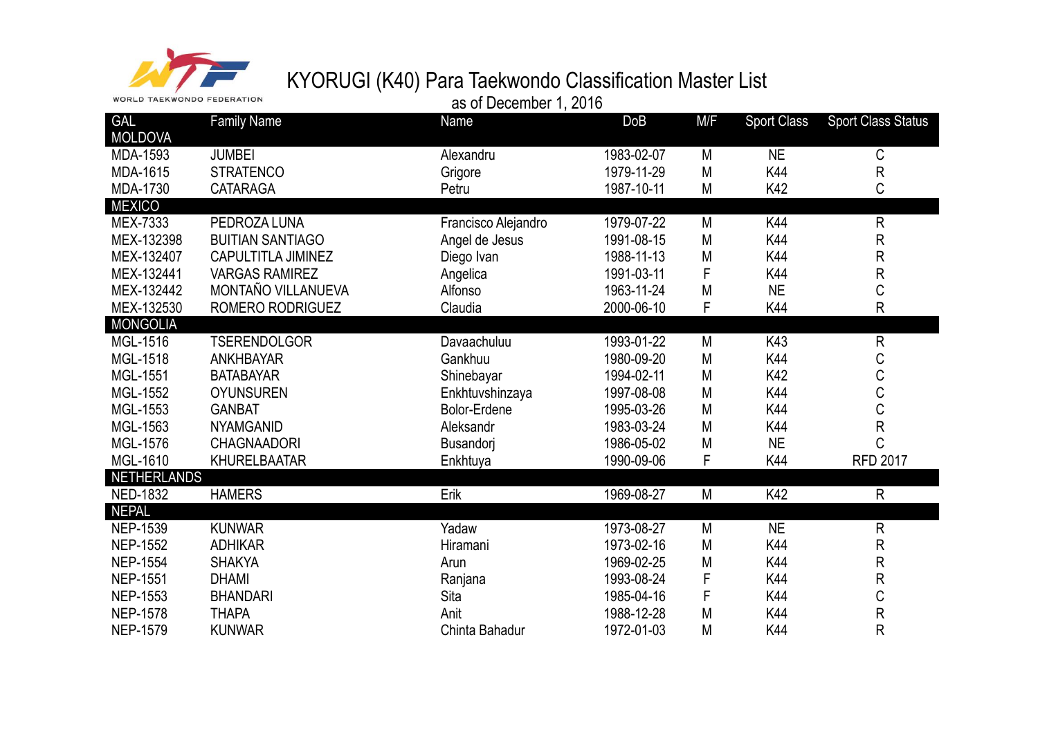WORLD TAEKWONDO FEDERATION

# KYORUGI (K40) Para Taekwondo Classification Master List

as of December 1, 2016

| GAL | Family Name | Name | DoB | M/F | Sport Class | Sport Class Status |
|---|---|---|---|---|---|---|
| **MOLDOVA** | | | | | | |
| MDA-1593 | JUMBEI | Alexandru | 1983-02-07 | M | NE | C |
| MDA-1615 | STRATENCO | Grigore | 1979-11-29 | M | K44 | R |
| MDA-1730 | CATARAGA | Petru | 1987-10-11 | M | K42 | C |
| **MEXICO** | | | | | | |
| MEX-7333 | PEDROZA LUNA | Francisco Alejandro | 1979-07-22 | M | K44 | R |
| MEX-132398 | BUITIAN SANTIAGO | Angel de Jesus | 1991-08-15 | M | K44 | R |
| MEX-132407 | CAPULTITLA JIMINEZ | Diego Ivan | 1988-11-13 | M | K44 | R |
| MEX-132441 | VARGAS RAMIREZ | Angelica | 1991-03-11 | F | K44 | R |
| MEX-132442 | MONTAÑO VILLANUEVA | Alfonso | 1963-11-24 | M | NE | C |
| MEX-132530 | ROMERO RODRIGUEZ | Claudia | 2000-06-10 | F | K44 | R |
| **MONGOLIA** | | | | | | |
| MGL-1516 | TSERENDOLGOR | Davaachuluu | 1993-01-22 | M | K43 | R |
| MGL-1518 | ANKHBAYAR | Gankhuu | 1980-09-20 | M | K44 | C |
| MGL-1551 | BATABAYAR | Shinebayar | 1994-02-11 | M | K42 | C |
| MGL-1552 | OYUNSUREN | Enkhtuvshinzaya | 1997-08-08 | M | K44 | C |
| MGL-1553 | GANBAT | Bolor-Erdene | 1995-03-26 | M | K44 | C |
| MGL-1563 | NYAMGANID | Aleksandr | 1983-03-24 | M | K44 | R |
| MGL-1576 | CHAGNAADORI | Busandorj | 1986-05-02 | M | NE | C |
| MGL-1610 | KHURELBAATAR | Enkhtuya | 1990-09-06 | F | K44 | RFD 2017 |
| **NETHERLANDS** | | | | | | |
| NED-1832 | HAMERS | Erik | 1969-08-27 | M | K42 | R |
| **NEPAL** | | | | | | |
| NEP-1539 | KUNWAR | Yadaw | 1973-08-27 | M | NE | R |
| NEP-1552 | ADHIKAR | Hiramani | 1973-02-16 | M | K44 | R |
| NEP-1554 | SHAKYA | Arun | 1969-02-25 | M | K44 | R |
| NEP-1551 | DHAMI | Ranjana | 1993-08-24 | F | K44 | R |
| NEP-1553 | BHANDARI | Sita | 1985-04-16 | F | K44 | C |
| NEP-1578 | THAPA | Anit | 1988-12-28 | M | K44 | R |
| NEP-1579 | KUNWAR | Chinta Bahadur | 1972-01-03 | M | K44 | R |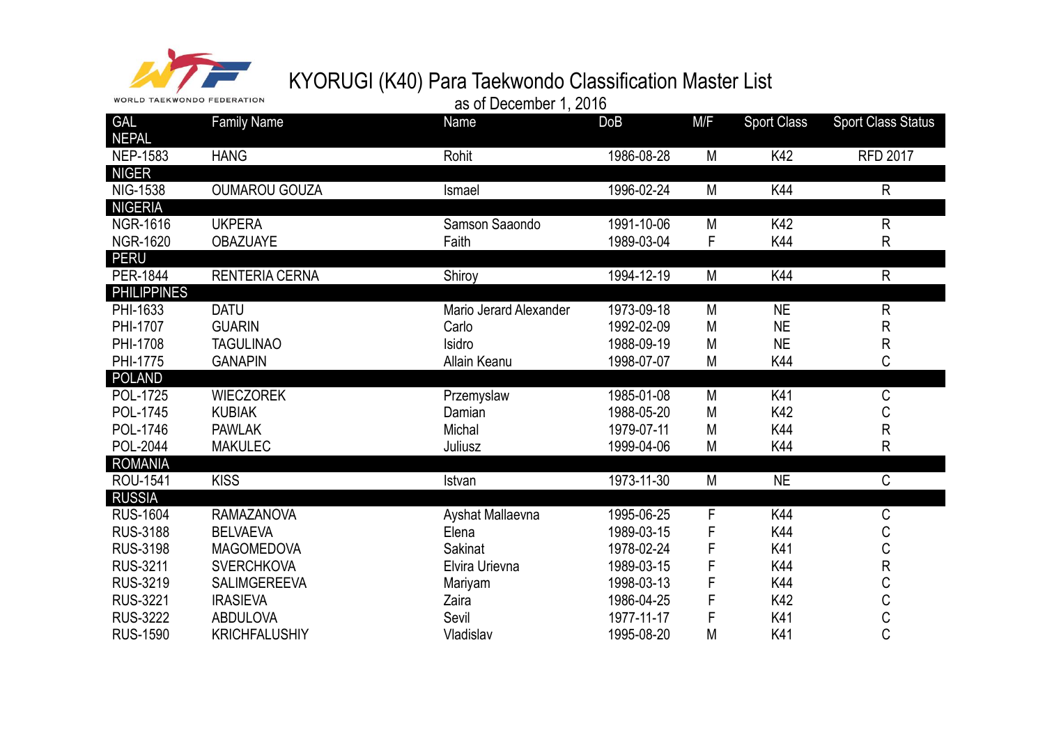WORLD TAEKWONDO FEDERATION

# KYORUGI (K40) Para Taekwondo Classification Master List

as of December 1, 2016

| GAL | Family Name | Name | DoB | M/F | Sport Class | Sport Class Status |
|---|---|---|---|---|---|---|
| NEPAL | | | | | | |
| NEP-1583 | HANG | Rohit | 1986-08-28 | M | K42 | RFD 2017 |
| NIGER | | | | | | |
| NIG-1538 | OUMAROU GOUZA | Ismael | 1996-02-24 | M | K44 | R |
| NIGERIA | | | | | | |
| NGR-1616 | UKPERA | Samson Saaondo | 1991-10-06 | M | K42 | R |
| NGR-1620 | OBAZUAYE | Faith | 1989-03-04 | F | K44 | R |
| PERU | | | | | | |
| PER-1844 | RENTERIA CERNA | Shiroy | 1994-12-19 | M | K44 | R |
| PHILIPPINES | | | | | | |
| PHI-1633 | DATU | Mario Jerard Alexander | 1973-09-18 | M | NE | R |
| PHI-1707 | GUARIN | Carlo | 1992-02-09 | M | NE | R |
| PHI-1708 | TAGULINAO | Isidro | 1988-09-19 | M | NE | R |
| PHI-1775 | GANAPIN | Allain Keanu | 1998-07-07 | M | K44 | C |
| POLAND | | | | | | |
| POL-1725 | WIECZOREK | Przemyslaw | 1985-01-08 | M | K41 | C |
| POL-1745 | KUBIAK | Damian | 1988-05-20 | M | K42 | C |
| POL-1746 | PAWLAK | Michal | 1979-07-11 | M | K44 | R |
| POL-2044 | MAKULEC | Juliusz | 1999-04-06 | M | K44 | R |
| ROMANIA | | | | | | |
| ROU-1541 | KISS | Istvan | 1973-11-30 | M | NE | C |
| RUSSIA | | | | | | |
| RUS-1604 | RAMAZANOVA | Ayshat Mallaevna | 1995-06-25 | F | K44 | C |
| RUS-3188 | BELVAEVA | Elena | 1989-03-15 | F | K44 | C |
| RUS-3198 | MAGOMEDOVA | Sakinat | 1978-02-24 | F | K41 | C |
| RUS-3211 | SVERCHKOVA | Elvira Urievna | 1989-03-15 | F | K44 | R |
| RUS-3219 | SALIMGEREEVA | Mariyam | 1998-03-13 | F | K44 | C |
| RUS-3221 | IRASIEVA | Zaira | 1986-04-25 | F | K42 | C |
| RUS-3222 | ABDULOVA | Sevil | 1977-11-17 | F | K41 | C |
| RUS-1590 | KRICHFALUSHIY | Vladislav | 1995-08-20 | M | K41 | C |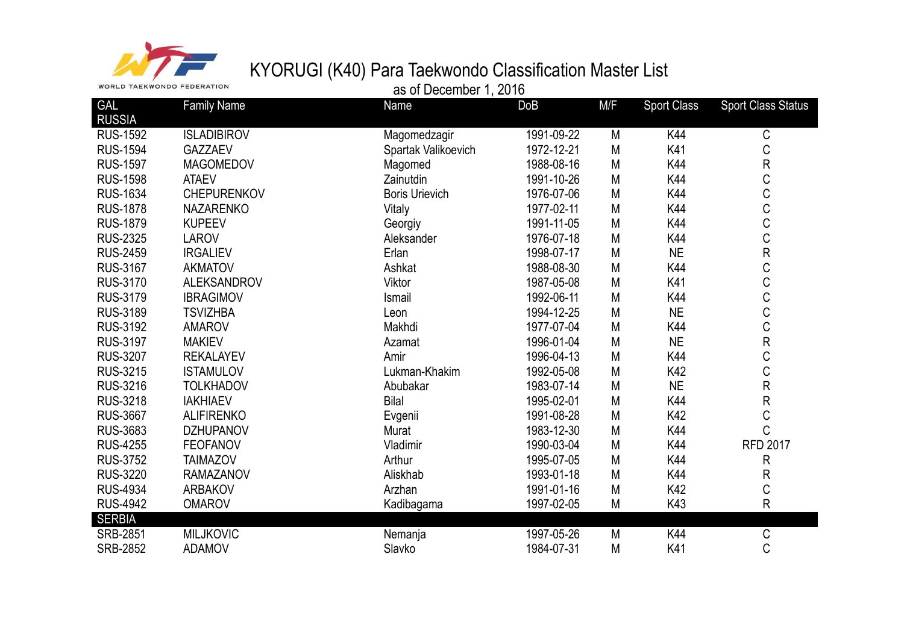WORLD TAEKWONDO FEDERATION

# KYORUGI (K40) Para Taekwondo Classification Master List

as of December 1, 2016

| GAL | Family Name | Name | DoB | M/F | Sport Class | Sport Class Status |
|---|---|---|---|---|---|---|
| **RUSSIA** | | | | | | |
| RUS-1592 | ISLADIBIROV | Magomedzagir | 1991-09-22 | M | K44 | C |
| RUS-1594 | GAZZAEV | Spartak Valikoevich | 1972-12-21 | M | K41 | C |
| RUS-1597 | MAGOMEDOV | Magomed | 1988-08-16 | M | K44 | R |
| RUS-1598 | ATAEV | Zainutdin | 1991-10-26 | M | K44 | C |
| RUS-1634 | CHEPURENKOV | Boris Urievich | 1976-07-06 | M | K44 | C |
| RUS-1878 | NAZARENKO | Vitaly | 1977-02-11 | M | K44 | C |
| RUS-1879 | KUPEEV | Georgiy | 1991-11-05 | M | K44 | C |
| RUS-2325 | LAROV | Aleksander | 1976-07-18 | M | K44 | C |
| RUS-2459 | IRGALIEV | Erlan | 1998-07-17 | M | NE | R |
| RUS-3167 | AKMATOV | Ashkat | 1988-08-30 | M | K44 | C |
| RUS-3170 | ALEKSANDROV | Viktor | 1987-05-08 | M | K41 | C |
| RUS-3179 | IBRAGIMOV | Ismail | 1992-06-11 | M | K44 | C |
| RUS-3189 | TSVIZHBA | Leon | 1994-12-25 | M | NE | C |
| RUS-3192 | AMAROV | Makhdi | 1977-07-04 | M | K44 | C |
| RUS-3197 | MAKIEV | Azamat | 1996-01-04 | M | NE | R |
| RUS-3207 | REKALAYEV | Amir | 1996-04-13 | M | K44 | C |
| RUS-3215 | ISTAMULOV | Lukman-Khakim | 1992-05-08 | M | K42 | C |
| RUS-3216 | TOLKHADOV | Abubakar | 1983-07-14 | M | NE | R |
| RUS-3218 | IAKHIAEV | Bilal | 1995-02-01 | M | K44 | R |
| RUS-3667 | ALIFIRENKO | Evgenii | 1991-08-28 | M | K42 | C |
| RUS-3683 | DZHUPANOV | Murat | 1983-12-30 | M | K44 | C |
| RUS-4255 | FEOFANOV | Vladimir | 1990-03-04 | M | K44 | RFD 2017 |
| RUS-3752 | TAIMAZOV | Arthur | 1995-07-05 | M | K44 | R |
| RUS-3220 | RAMAZANOV | Aliskhab | 1993-01-18 | M | K44 | R |
| RUS-4934 | ARBAKOV | Arzhan | 1991-01-16 | M | K42 | C |
| RUS-4942 | OMAROV | Kadibagama | 1997-02-05 | M | K43 | R |
| **SERBIA** | | | | | | |
| SRB-2851 | MILJKOVIC | Nemanja | 1997-05-26 | M | K44 | C |
| SRB-2852 | ADAMOV | Slavko | 1984-07-31 | M | K41 | C |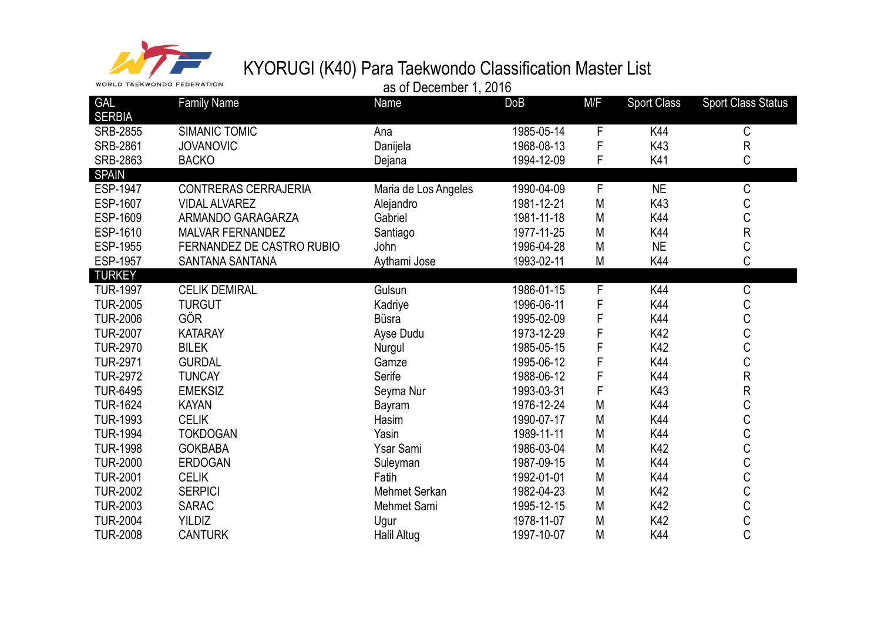WORLD TAEKWONDO FEDERATION

# KYORUGI (K40) Para Taekwondo Classification Master List

as of December 1, 2016

| GAL | Family Name | Name | DoB | M/F | Sport Class | Sport Class Status |
|---|---|---|---|---|---|---|
| SERBIA | | | | | | |
| SRB-2855 | SIMANIC TOMIC | Ana | 1985-05-14 | F | K44 | C |
| SRB-2861 | JOVANOVIC | Danijela | 1968-08-13 | F | K43 | R |
| SRB-2863 | BACKO | Dejana | 1994-12-09 | F | K41 | C |
| SPAIN | | | | | | |
| ESP-1947 | CONTRERAS CERRAJERIA | Maria de Los Angeles | 1990-04-09 | F | NE | C |
| ESP-1607 | VIDAL ALVAREZ | Alejandro | 1981-12-21 | M | K43 | C |
| ESP-1609 | ARMANDO GARAGARZA | Gabriel | 1981-11-18 | M | K44 | C |
| ESP-1610 | MALVAR FERNANDEZ | Santiago | 1977-11-25 | M | K44 | R |
| ESP-1955 | FERNANDEZ DE CASTRO RUBIO | John | 1996-04-28 | M | NE | C |
| ESP-1957 | SANTANA SANTANA | Aythami Jose | 1993-02-11 | M | K44 | C |
| TURKEY | | | | | | |
| TUR-1997 | CELIK DEMIRAL | Gulsun | 1986-01-15 | F | K44 | C |
| TUR-2005 | TURGUT | Kadriye | 1996-06-11 | F | K44 | C |
| TUR-2006 | GÖR | Büsra | 1995-02-09 | F | K44 | C |
| TUR-2007 | KATARAY | Ayse Dudu | 1973-12-29 | F | K42 | C |
| TUR-2970 | BILEK | Nurgul | 1985-05-15 | F | K42 | C |
| TUR-2971 | GURDAL | Gamze | 1995-06-12 | F | K44 | C |
| TUR-2972 | TUNCAY | Serife | 1988-06-12 | F | K44 | R |
| TUR-6495 | EMEKSIZ | Seyma Nur | 1993-03-31 | F | K43 | R |
| TUR-1624 | KAYAN | Bayram | 1976-12-24 | M | K44 | C |
| TUR-1993 | CELIK | Hasim | 1990-07-17 | M | K44 | C |
| TUR-1994 | TOKDOGAN | Yasin | 1989-11-11 | M | K44 | C |
| TUR-1998 | GOKBABA | Ysar Sami | 1986-03-04 | M | K42 | C |
| TUR-2000 | ERDOGAN | Suleyman | 1987-09-15 | M | K44 | C |
| TUR-2001 | CELIK | Fatih | 1992-01-01 | M | K44 | C |
| TUR-2002 | SERPICI | Mehmet Serkan | 1982-04-23 | M | K42 | C |
| TUR-2003 | SARAC | Mehmet Sami | 1995-12-15 | M | K42 | C |
| TUR-2004 | YILDIZ | Ugur | 1978-11-07 | M | K42 | C |
| TUR-2008 | CANTURK | Halil Altug | 1997-10-07 | M | K44 | C |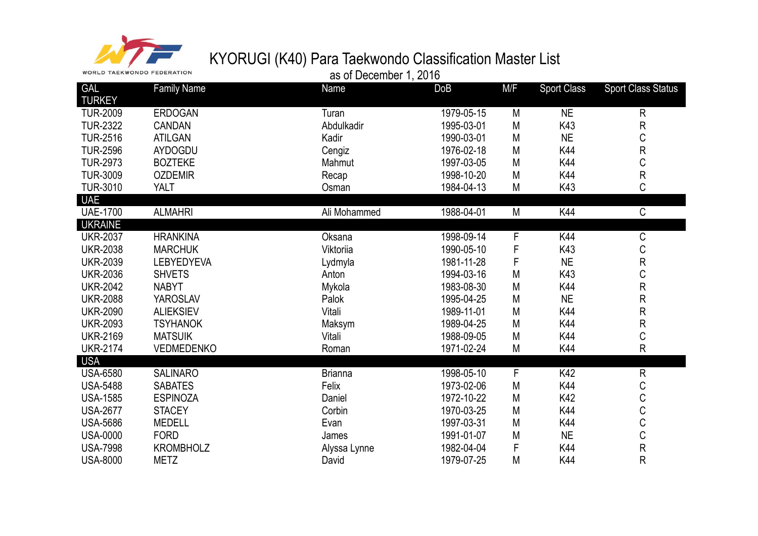WORLD TAEKWONDO FEDERATION

# KYORUGI (K40) Para Taekwondo Classification Master List

as of December 1, 2016

| GAL | Family Name | Name | DoB | M/F | Sport Class | Sport Class Status |
|---|---|---|---|---|---|---|
| TURKEY | | | | | | |
| TUR-2009 | ERDOGAN | Turan | 1979-05-15 | M | NE | R |
| TUR-2322 | CANDAN | Abdulkadir | 1995-03-01 | M | K43 | R |
| TUR-2516 | ATILGAN | Kadir | 1990-03-01 | M | NE | C |
| TUR-2596 | AYDOGDU | Cengiz | 1976-02-18 | M | K44 | R |
| TUR-2973 | BOZTEKE | Mahmut | 1997-03-05 | M | K44 | C |
| TUR-3009 | OZDEMIR | Recap | 1998-10-20 | M | K44 | R |
| TUR-3010 | YALT | Osman | 1984-04-13 | M | K43 | C |
| UAE | | | | | | |
| UAE-1700 | ALMAHRI | Ali Mohammed | 1988-04-01 | M | K44 | C |
| UKRAINE | | | | | | |
| UKR-2037 | HRANKINA | Oksana | 1998-09-14 | F | K44 | C |
| UKR-2038 | MARCHUK | Viktoriia | 1990-05-10 | F | K43 | C |
| UKR-2039 | LEBYEDYEVA | Lydmyla | 1981-11-28 | F | NE | R |
| UKR-2036 | SHVETS | Anton | 1994-03-16 | M | K43 | C |
| UKR-2042 | NABYT | Mykola | 1983-08-30 | M | K44 | R |
| UKR-2088 | YAROSLAV | Palok | 1995-04-25 | M | NE | R |
| UKR-2090 | ALIEKSIEV | Vitali | 1989-11-01 | M | K44 | R |
| UKR-2093 | TSYHANOK | Maksym | 1989-04-25 | M | K44 | R |
| UKR-2169 | MATSUIK | Vitali | 1988-09-05 | M | K44 | C |
| UKR-2174 | VEDMEDENKO | Roman | 1971-02-24 | M | K44 | R |
| USA | | | | | | |
| USA-6580 | SALINARO | Brianna | 1998-05-10 | F | K42 | R |
| USA-5488 | SABATES | Felix | 1973-02-06 | M | K44 | C |
| USA-1585 | ESPINOZA | Daniel | 1972-10-22 | M | K42 | C |
| USA-2677 | STACEY | Corbin | 1970-03-25 | M | K44 | C |
| USA-5686 | MEDELL | Evan | 1997-03-31 | M | K44 | C |
| USA-0000 | FORD | James | 1991-01-07 | M | NE | C |
| USA-7998 | KROMBHOLZ | Alyssa Lynne | 1982-04-04 | F | K44 | R |
| USA-8000 | METZ | David | 1979-07-25 | M | K44 | R |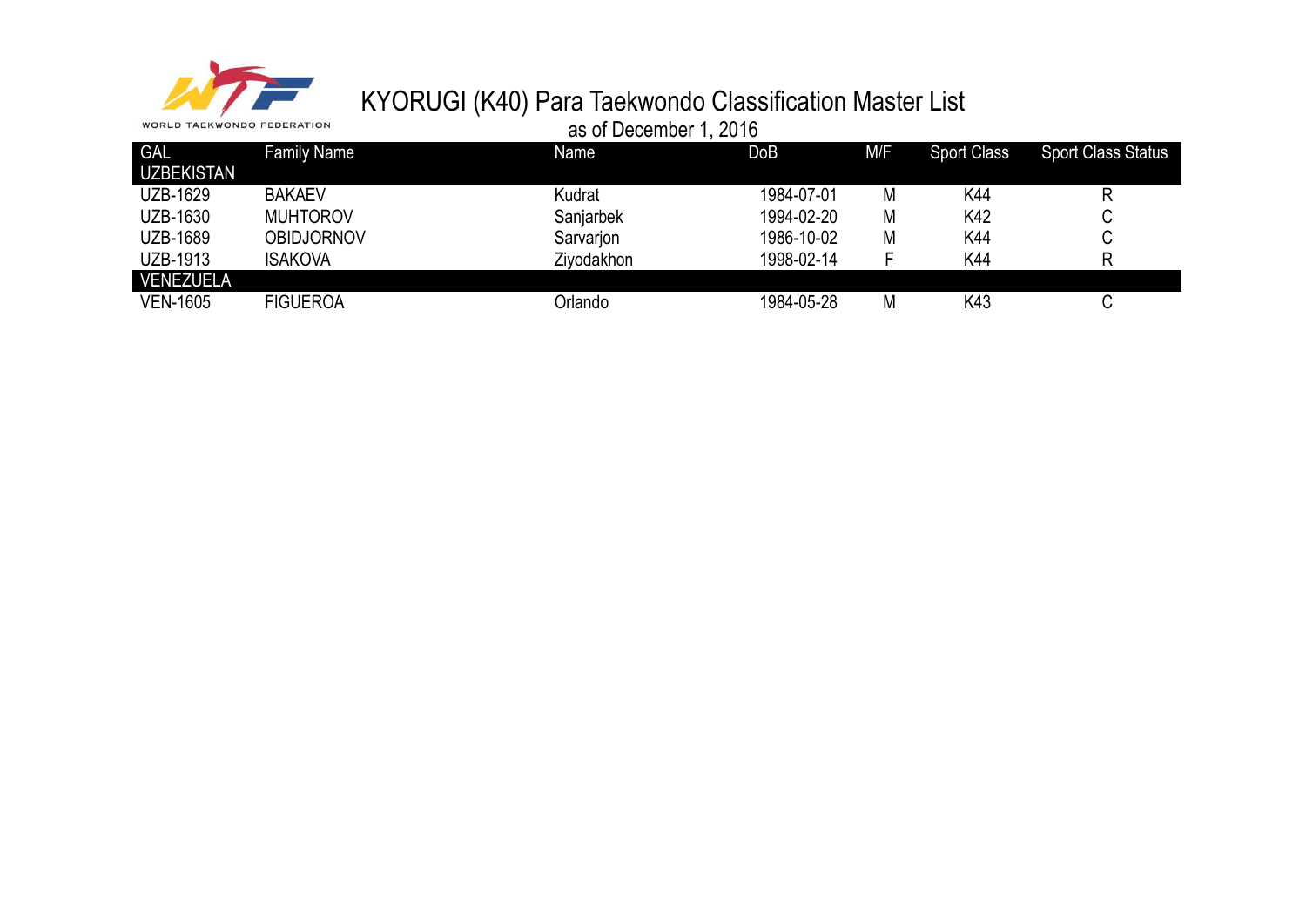WORLD TAEKWONDO FEDERATION

# KYORUGI (K40) Para Taekwondo Classification Master List

as of December 1, 2016

| GAL | Family Name | Name | DoB | M/F | Sport Class | Sport Class Status |
|---|---|---|---|---|---|---|
| UZBEKISTAN | | | | | | |
| UZB-1629 | BAKAEV | Kudrat | 1984-07-01 | M | K44 | R |
| UZB-1630 | MUHTOROV | Sanjarbek | 1994-02-20 | M | K42 | C |
| UZB-1689 | OBIDJORNOV | Sarvarjon | 1986-10-02 | M | K44 | C |
| UZB-1913 | ISAKOVA | Ziyodakhon | 1998-02-14 | F | K44 | R |
| VENEZUELA | | | | | | |
| VEN-1605 | FIGUEROA | Orlando | 1984-05-28 | M | K43 | C |